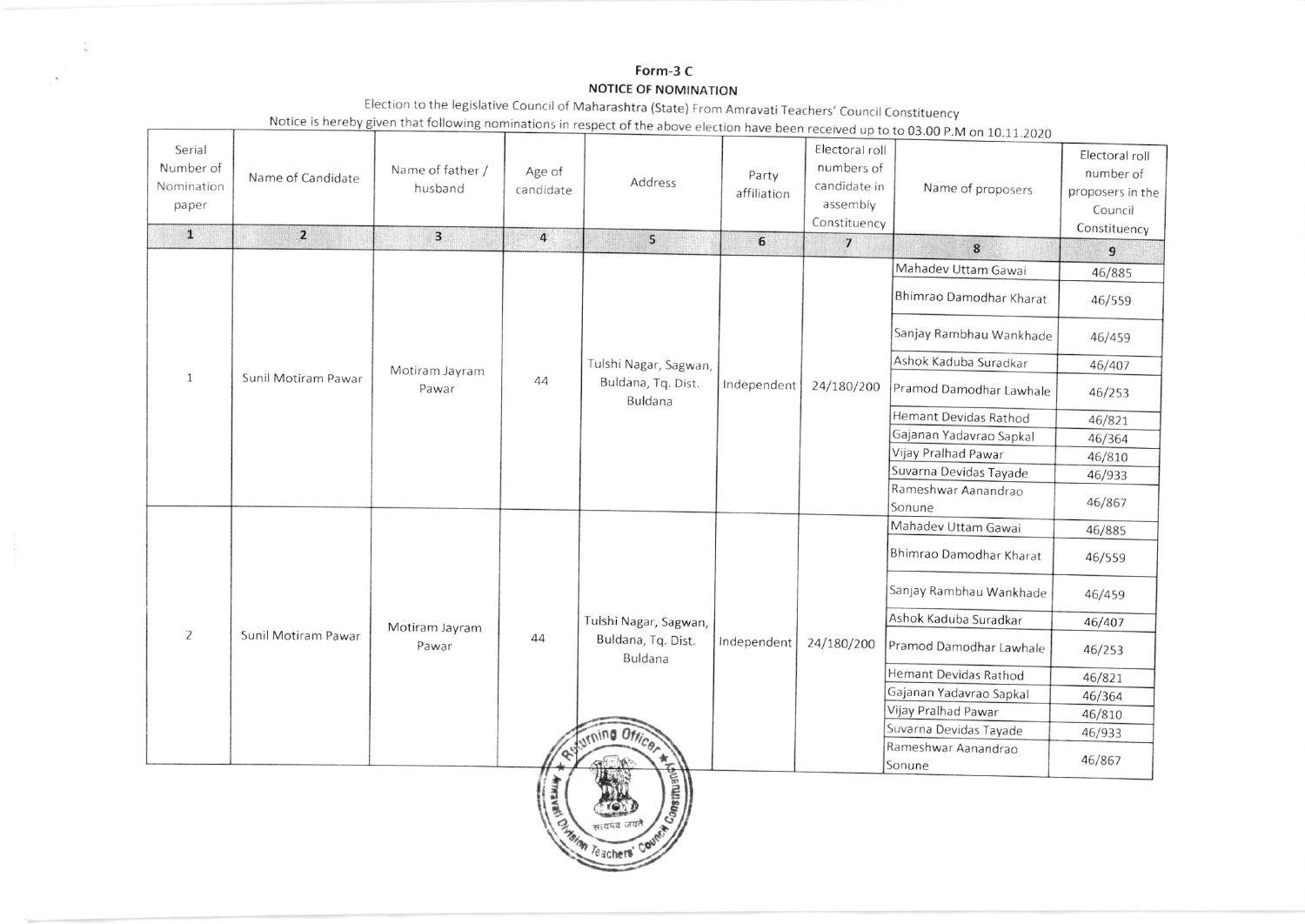**Form-3 C**

**NOTICE OF NOMINATION**

Election to the legislative Council of Maharashtra (State) From Amravati Teachers' Council Constituency

Notice is hereby given that following nominations in respect of the above election have been received up to to 03.00 P.M on 10.11.2020

| Serial Number of Nomination paper | Name of Candidate | Name of father / husband | Age of candidate | Address | Party affiliation | Electoral roll numbers of candidate in assembly Constituency | Name of proposers | Electoral roll number of proposers in the Council Constituency |
|---|---|---|---|---|---|---|---|---|
| 1 | 2 | 3 | 4 | 5 | 6 | 7 | 8 | 9 |
| 1 | Sunil Motiram Pawar | Motiram Jayram Pawar | 44 | Tulshi Nagar, Sagwan, Buldana, Tq. Dist. Buldana | Independent | 24/180/200 | Mahadev Uttam Gawai | 46/885 |
| | | | | | | | Bhimrao Damodhar Kharat | 46/559 |
| | | | | | | | Sanjay Rambhau Wankhade | 46/459 |
| | | | | | | | Ashok Kaduba Suradkar | 46/407 |
| | | | | | | | Pramod Damodhar Lawhale | 46/253 |
| | | | | | | | Hemant Devidas Rathod | 46/821 |
| | | | | | | | Gajanan Yadavrao Sapkal | 46/364 |
| | | | | | | | Vijay Pralhad Pawar | 46/810 |
| | | | | | | | Suvarna Devidas Tayade | 46/933 |
| | | | | | | | Rameshwar Aanandrao Sonune | 46/867 |
| 2 | Sunil Motiram Pawar | Motiram Jayram Pawar | 44 | Tulshi Nagar, Sagwan, Buldana, Tq. Dist. Buldana | Independent | 24/180/200 | Mahadev Uttam Gawai | 46/885 |
| | | | | | | | Bhimrao Damodhar Kharat | 46/559 |
| | | | | | | | Sanjay Rambhau Wankhade | 46/459 |
| | | | | | | | Ashok Kaduba Suradkar | 46/407 |
| | | | | | | | Pramod Damodhar Lawhale | 46/253 |
| | | | | | | | Hemant Devidas Rathod | 46/821 |
| | | | | | | | Gajanan Yadavrao Sapkal | 46/364 |
| | | | | | | | Vijay Pralhad Pawar | 46/810 |
| | | | | | | | Suvarna Devidas Tayade | 46/933 |
| | | | | | | | Rameshwar Aanandrao Sonune | 46/867 |

Returning Officer, Amravati Division Teachers' Council Constituency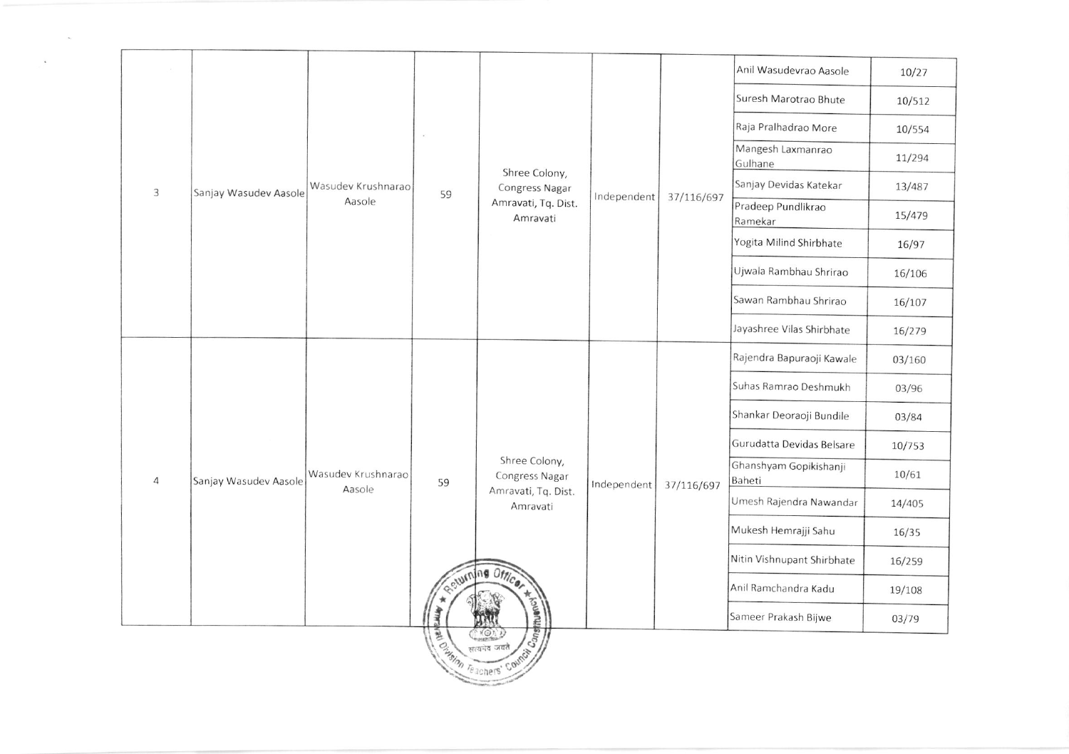| | | | | | | | | |
|---|---|---|---|---|---|---|---|---|
| 3 | Sanjay Wasudev Aasole | Wasudev Krushnarao Aasole | 59 | Shree Colony, Congress Nagar Amravati, Tq. Dist. Amravati | Independent | 37/116/697 | Anil Wasudevrao Aasole | 10/27 |
| | | | | | | | Suresh Marotrao Bhute | 10/512 |
| | | | | | | | Raja Pralhadrao More | 10/554 |
| | | | | | | | Mangesh Laxmanrao Gulhane | 11/294 |
| | | | | | | | Sanjay Devidas Katekar | 13/487 |
| | | | | | | | Pradeep Pundlikrao Ramekar | 15/479 |
| | | | | | | | Yogita Milind Shirbhate | 16/97 |
| | | | | | | | Ujwala Rambhau Shrirao | 16/106 |
| | | | | | | | Sawan Rambhau Shrirao | 16/107 |
| | | | | | | | Jayashree Vilas Shirbhate | 16/279 |
| 4 | Sanjay Wasudev Aasole | Wasudev Krushnarao Aasole | 59 | Shree Colony, Congress Nagar Amravati, Tq. Dist. Amravati | Independent | 37/116/697 | Rajendra Bapuraoji Kawale | 03/160 |
| | | | | | | | Suhas Ramrao Deshmukh | 03/96 |
| | | | | | | | Shankar Deoraoji Bundile | 03/84 |
| | | | | | | | Gurudatta Devidas Belsare | 10/753 |
| | | | | | | | Ghanshyam Gopikishanji Baheti | 10/61 |
| | | | | | | | Umesh Rajendra Nawandar | 14/405 |
| | | | | | | | Mukesh Hemrajji Sahu | 16/35 |
| | | | | | | | Nitin Vishnupant Shirbhate | 16/259 |
| | | | | | | | Anil Ramchandra Kadu | 19/108 |
| | | | | | | | Sameer Prakash Bijwe | 03/79 |

Returning Officer, Amravati Division Teachers' Council Constituency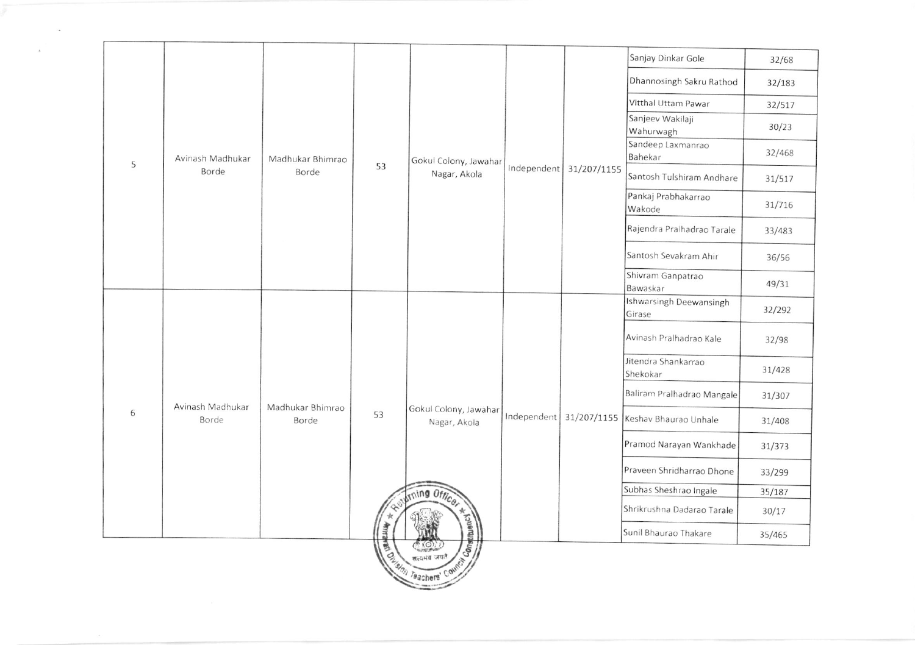| | | | | | | | | |
|---|---|---|---|---|---|---|---|---|
| 5 | Avinash Madhukar Borde | Madhukar Bhimrao Borde | 53 | Gokul Colony, Jawahar Nagar, Akola | Independent | 31/207/1155 | Sanjay Dinkar Gole | 32/68 |
| | | | | | | | Dhannosingh Sakru Rathod | 32/183 |
| | | | | | | | Vitthal Uttam Pawar | 32/517 |
| | | | | | | | Sanjeev Wakilaji Wahurwagh | 30/23 |
| | | | | | | | Sandeep Laxmanrao Bahekar | 32/468 |
| | | | | | | | Santosh Tulshiram Andhare | 31/517 |
| | | | | | | | Pankaj Prabhakarrao Wakode | 31/716 |
| | | | | | | | Rajendra Pralhadrao Tarale | 33/483 |
| | | | | | | | Santosh Sevakram Ahir | 36/56 |
| | | | | | | | Shivram Ganpatrao Bawaskar | 49/31 |
| 6 | Avinash Madhukar Borde | Madhukar Bhimrao Borde | 53 | Gokul Colony, Jawahar Nagar, Akola | Independent | 31/207/1155 | Ishwarsingh Deewansingh Girase | 32/292 |
| | | | | | | | Avinash Pralhadrao Kale | 32/98 |
| | | | | | | | Jitendra Shankarrao Shekokar | 31/428 |
| | | | | | | | Baliram Pralhadrao Mangale | 31/307 |
| | | | | | | | Keshav Bhaurao Unhale | 31/408 |
| | | | | | | | Pramod Narayan Wankhade | 31/373 |
| | | | | | | | Praveen Shridharrao Dhone | 33/299 |
| | | | | | | | Subhas Sheshrao Ingale | 35/187 |
| | | | | | | | Shrikrushna Dadarao Tarale | 30/17 |
| | | | | | | | Sunil Bhaurao Thakare | 35/465 |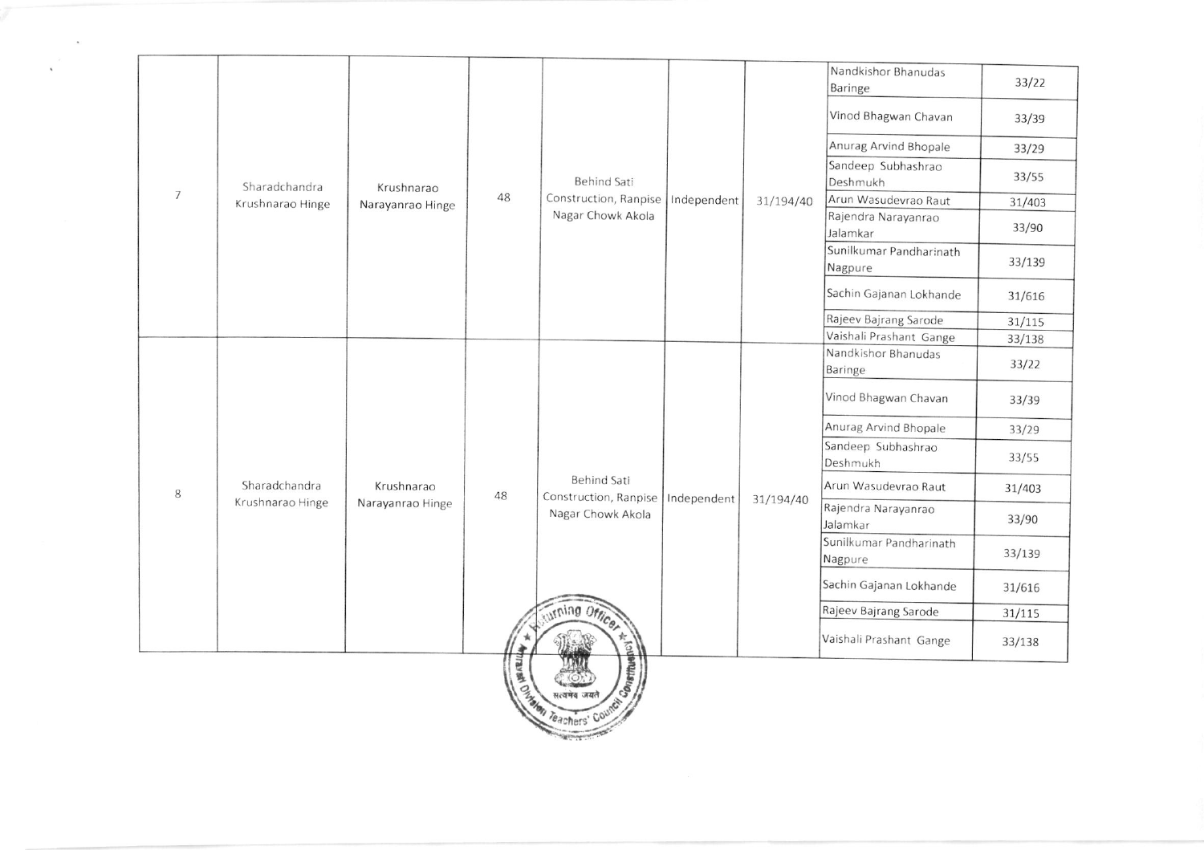| | | | | | | | | |
|---|---|---|---|---|---|---|---|---|
| 7 | Sharadchandra Krushnarao Hinge | Krushnarao Narayanrao Hinge | 48 | Behind Sati Construction, Ranpise Nagar Chowk Akola | Independent | 31/194/40 | Nandkishor Bhanudas Baringe | 33/22 |
| | | | | | | | Vinod Bhagwan Chavan | 33/39 |
| | | | | | | | Anurag Arvind Bhopale | 33/29 |
| | | | | | | | Sandeep Subhashrao Deshmukh | 33/55 |
| | | | | | | | Arun Wasudevrao Raut | 31/403 |
| | | | | | | | Rajendra Narayanrao Jalamkar | 33/90 |
| | | | | | | | Sunilkumar Pandharinath Nagpure | 33/139 |
| | | | | | | | Sachin Gajanan Lokhande | 31/616 |
| | | | | | | | Rajeev Bajrang Sarode | 31/115 |
| | | | | | | | Vaishali Prashant Gange | 33/138 |
| 8 | Sharadchandra Krushnarao Hinge | Krushnarao Narayanrao Hinge | 48 | Behind Sati Construction, Ranpise Nagar Chowk Akola | Independent | 31/194/40 | Nandkishor Bhanudas Baringe | 33/22 |
| | | | | | | | Vinod Bhagwan Chavan | 33/39 |
| | | | | | | | Anurag Arvind Bhopale | 33/29 |
| | | | | | | | Sandeep Subhashrao Deshmukh | 33/55 |
| | | | | | | | Arun Wasudevrao Raut | 31/403 |
| | | | | | | | Rajendra Narayanrao Jalamkar | 33/90 |
| | | | | | | | Sunilkumar Pandharinath Nagpure | 33/139 |
| | | | | | | | Sachin Gajanan Lokhande | 31/616 |
| | | | | | | | Rajeev Bajrang Sarode | 31/115 |
| | | | | | | | Vaishali Prashant Gange | 33/138 |